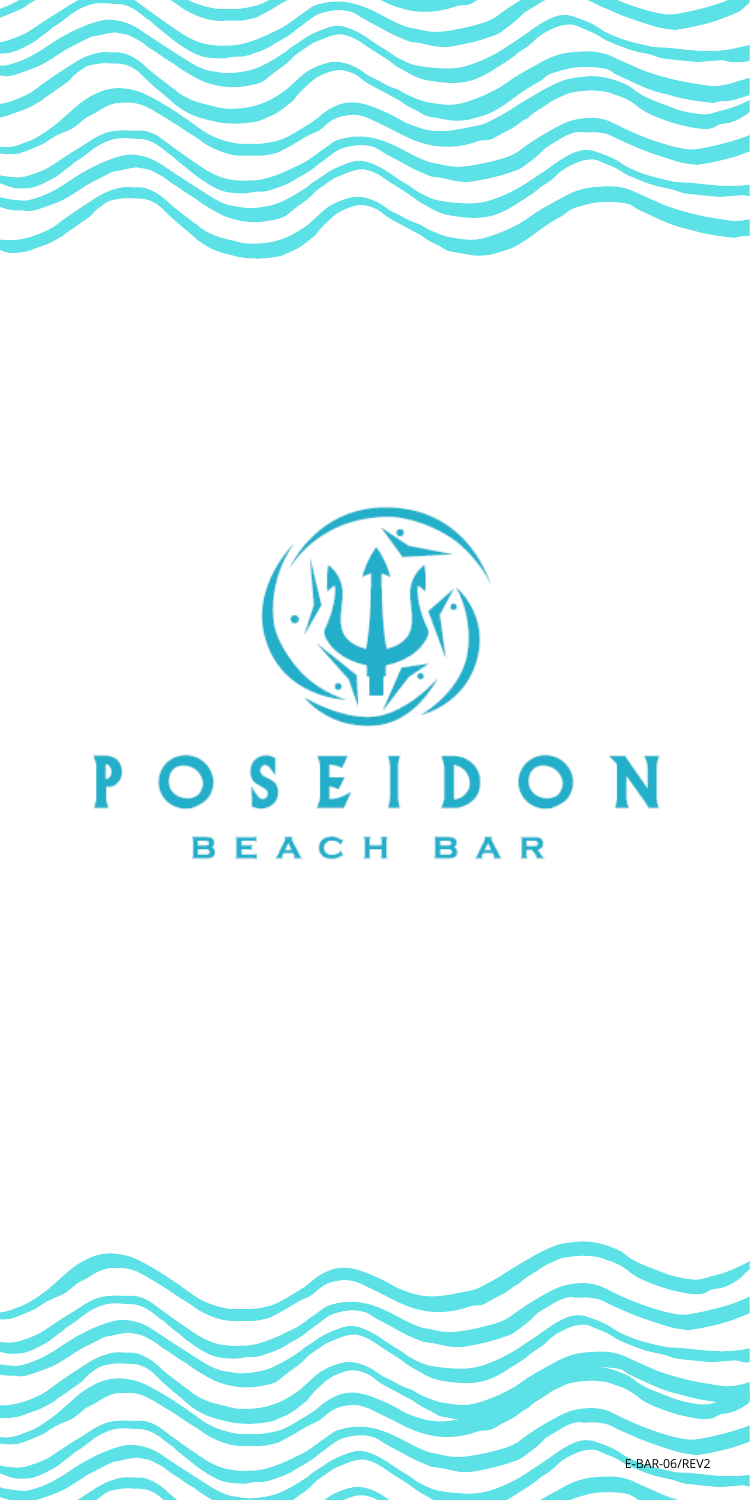# POSEIDON

## BEACH BAR

E-BAR-06/REV2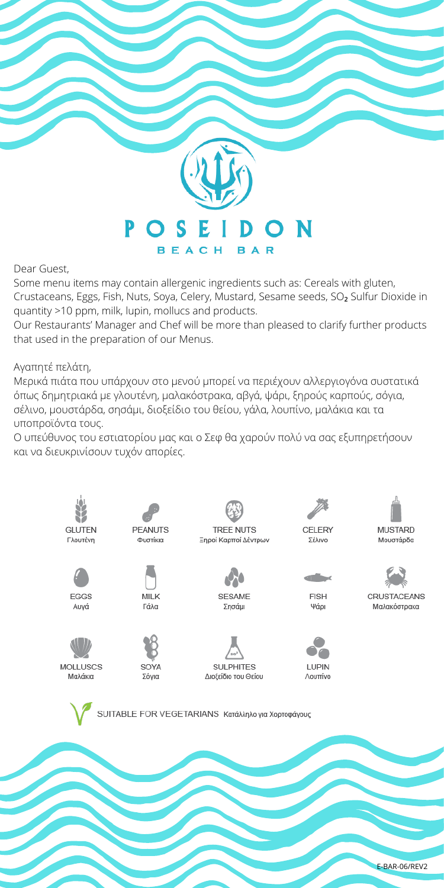# POSEIDON

## BEACH BAR

Dear Guest,

Some menu items may contain allergenic ingredients such as: Cereals with gluten, Crustaceans, Eggs, Fish, Nuts, Soya, Celery, Mustard, Sesame seeds, $SO_2$ Sulfur Dioxide in quantity >10 ppm, milk, lupin, mollucs and products.

Our Restaurants' Manager and Chef will be more than pleased to clarify further products that used in the preparation of our Menus.

Αγαπητέ πελάτη,

Μερικά πιάτα που υπάρχουν στο μενού μπορεί να περιέχουν αλλεργιογόνα συστατικά όπως δημητριακά με γλουτένη, μαλακόστρακα, αβγά, ψάρι, ξηρούς καρπούς, σόγια, σέλινο, μουστάρδα, σησάμι, διοξείδιο του θείου, γάλα, λουπίνο, μαλάκια και τα υποπροϊόντα τους.

Ο υπεύθυνος του εστιατορίου μας και ο Σεφ θα χαρούν πολύ να σας εξυπηρετήσουν και να διευκρινίσουν τυχόν απορίες.

| | | | | |
|---|---|---|---|---|
| GLUTEN Γλουτένη | PEANUTS Φυστίκια | TREE NUTS Ξηροί Καρποί Δέντρων | CELERY Σέλινο | MUSTARD Μουστάρδα |
| EGGS Αυγά | MILK Γάλα | SESAME Σησάμι | FISH Ψάρι | CRUSTACEANS Μαλακόστρακα |
| MOLLUSCS Μαλάκια | SOYA Σόγια | SULPHITES Διοξείδιο του Θείου | LUPIN Λουπίνο | |

SUITABLE FOR VEGETARIANS Κατάλληλο για Χορτοφάγους

E-BAR-06/REV2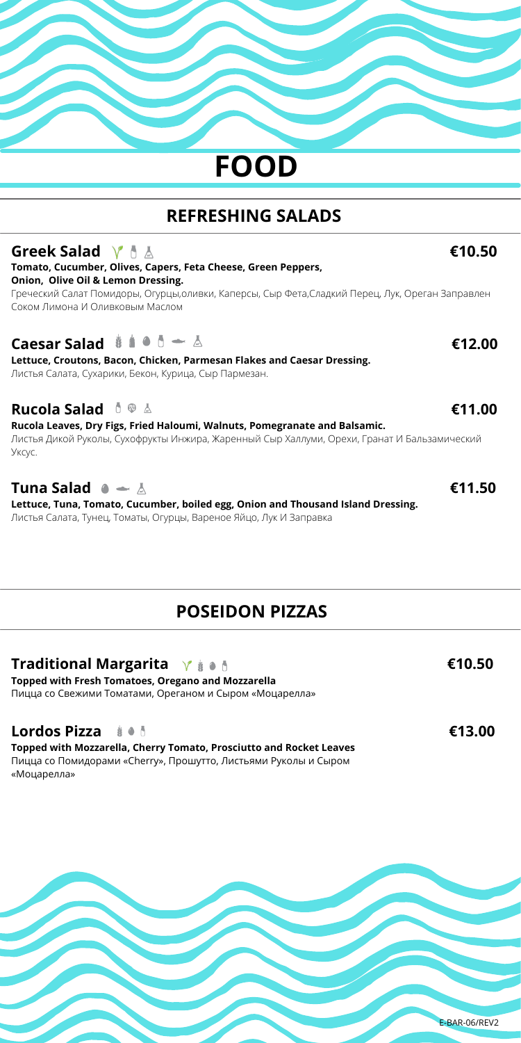# FOOD

## REFRESHING SALADS

### Greek Salad — €10.50

**Tomato, Cucumber, Olives, Capers, Feta Cheese, Green Peppers, Onion, Olive Oil & Lemon Dressing.**

Греческий Салат Помидоры, Огурцы,оливки, Каперсы, Сыр Фета,Сладкий Перец, Лук, Ореган Заправлен Соком Лимона И Оливковым Маслом

### Caesar Salad — €12.00

**Lettuce, Croutons, Bacon, Chicken, Parmesan Flakes and Caesar Dressing.**

Листья Салата, Сухарики, Бекон, Курица, Сыр Пармезан.

### Rucola Salad — €11.00

**Rucola Leaves, Dry Figs, Fried Haloumi, Walnuts, Pomegranate and Balsamic.**

Листья Дикой Руколы, Сухофрукты Инжира, Жаренный Сыр Халлуми, Орехи, Гранат И Бальзамический Уксус.

### Tuna Salad — €11.50

**Lettuce, Tuna, Tomato, Cucumber, boiled egg, Onion and Thousand Island Dressing.**

Листья Салата, Тунец, Томаты, Огурцы, Вареное Яйцо, Лук И Заправка

## POSEIDON PIZZAS

### Traditional Margarita — €10.50

**Topped with Fresh Tomatoes, Oregano and Mozzarella**

Пицца со Свежими Томатами, Ореганом и Сыром «Моцарелла»

### Lordos Pizza — €13.00

**Topped with Mozzarella, Cherry Tomato, Prosciutto and Rocket Leaves**

Пицца со Помидорами «Cherry», Прошутто, Листьями Руколы и Сыром «Моцарелла»

E-BAR-06/REV2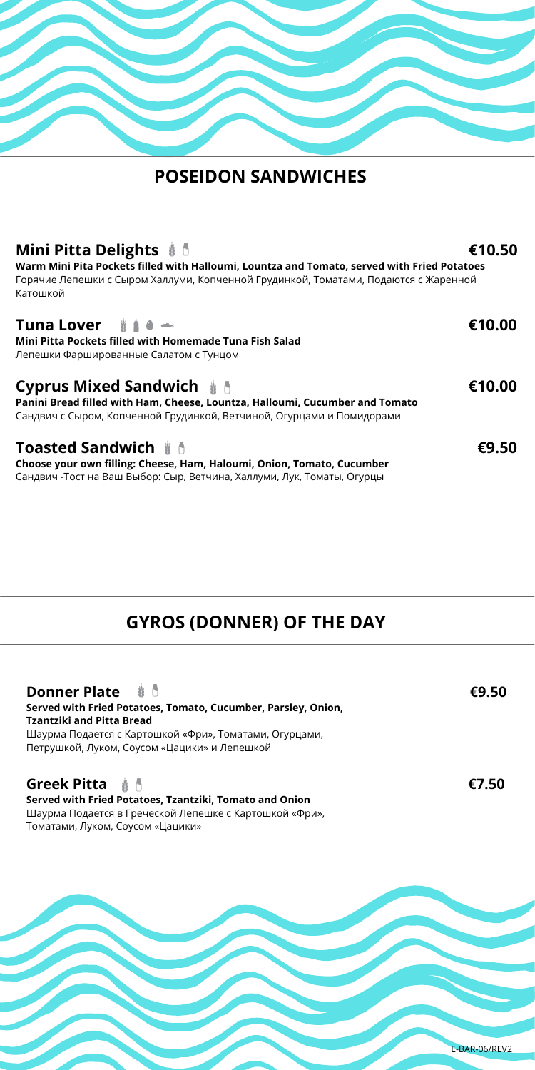## POSEIDON SANDWICHES

### Mini Pitta Delights — €10.50

**Warm Mini Pita Pockets filled with Halloumi, Lountza and Tomato, served with Fried Potatoes**

Горячие Лепешки с Сыром Халлуми, Копченной Грудинкой, Томатами, Подаются с Жаренной Катошкой

### Tuna Lover — €10.00

**Mini Pitta Pockets filled with Homemade Tuna Fish Salad**

Лепешки Фаршированные Салатом с Тунцом

### Cyprus Mixed Sandwich — €10.00

**Panini Bread filled with Ham, Cheese, Lountza, Halloumi, Cucumber and Tomato**

Сандвич с Сыром, Копченной Грудинкой, Ветчиной, Огурцами и Помидорами

### Toasted Sandwich — €9.50

**Choose your own filling: Cheese, Ham, Haloumi, Onion, Tomato, Cucumber**

Сандвич -Тост на Ваш Выбор: Сыр, Ветчина, Халлуми, Лук, Томаты, Огурцы

## GYROS (DONNER) OF THE DAY

### Donner Plate — €9.50

**Served with Fried Potatoes, Tomato, Cucumber, Parsley, Onion, Tzantziki and Pitta Bread**

Шаурма Подается с Картошкой «Фри», Томатами, Огурцами, Петрушкой, Луком, Соусом «Цацики» и Лепешкой

### Greek Pitta — €7.50

**Served with Fried Potatoes, Tzantziki, Tomato and Onion**

Шаурма Подается в Греческой Лепешке с Картошкой «Фри», Томатами, Луком, Соусом «Цацики»

E-BAR-06/REV2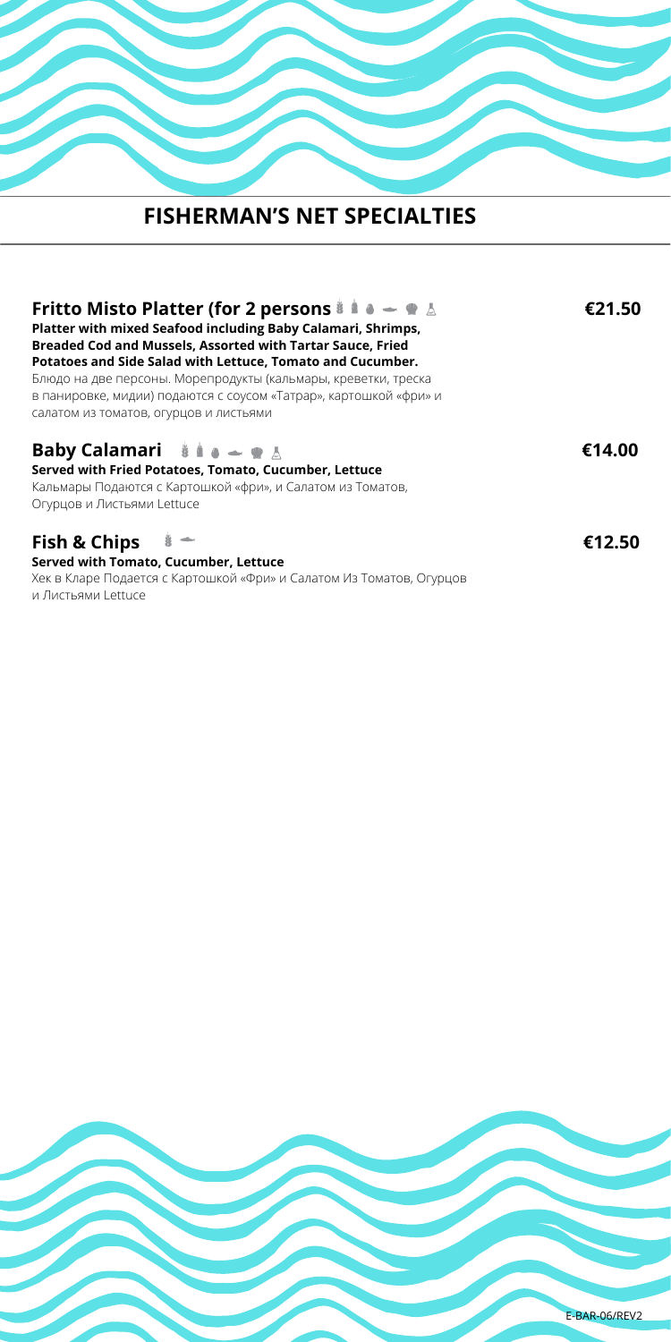## FISHERMAN'S NET SPECIALTIES

**Fritto Misto Platter (for 2 persons** **€21.50**

**Platter with mixed Seafood including Baby Calamari, Shrimps, Breaded Cod and Mussels, Assorted with Tartar Sauce, Fried Potatoes and Side Salad with Lettuce, Tomato and Cucumber.**

Блюдо на две персоны. Морепродукты (кальмары, креветки, треска в панировке, мидии) подаются с соусом «Татрар», картошкой «фри» и салатом из томатов, огурцов и листьями

**Baby Calamari** **€14.00**

**Served with Fried Potatoes, Tomato, Cucumber, Lettuce**

Кальмары Подаются с Картошкой «фри», и Салатом из Томатов, Огурцов и Листьями Lettuce

**Fish & Chips** **€12.50**

**Served with Tomato, Cucumber, Lettuce**

Хек в Кларе Подается с Картошкой «Фри» и Салатом Из Томатов, Огурцов и Листьями Lettuce

E-BAR-06/REV2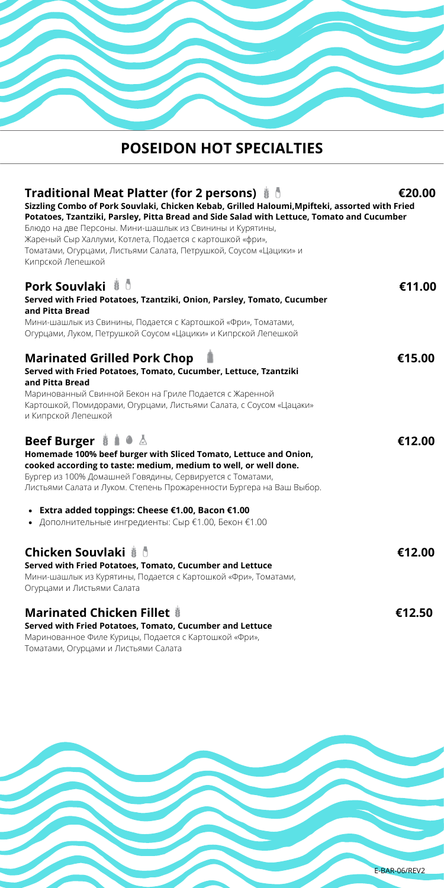# POSEIDON HOT SPECIALTIES

## Traditional Meat Platter (for 2 persons) — €20.00

**Sizzling Combo of Pork Souvlaki, Chicken Kebab, Grilled Haloumi,Mpifteki, assorted with Fried Potatoes, Tzantziki, Parsley, Pitta Bread and Side Salad with Lettuce, Tomato and Cucumber**

Блюдо на две Персоны. Мини-шашлык из Свинины и Курятины, Жареный Сыр Халлуми, Котлета, Подается с картошкой «фри», Томатами, Огурцами, Листьями Салата, Петрушкой, Соусом «Цацики» и Кипрской Лепешкой

## Pork Souvlaki — €11.00

**Served with Fried Potatoes, Tzantziki, Onion, Parsley, Tomato, Cucumber and Pitta Bread**

Мини-шашлык из Свинины, Подается с Картошкой «Фри», Томатами, Огурцами, Луком, Петрушкой Соусом «Цацики» и Кипрской Лепешкой

## Marinated Grilled Pork Chop — €15.00

**Served with Fried Potatoes, Tomato, Cucumber, Lettuce, Tzantziki and Pitta Bread**

Маринованный Свинной Бекон на Гриле Подается с Жаренной Картошкой, Помидорами, Огурцами, Листьями Салата, с Соусом «Цацаки» и Кипрской Лепешкой

## Beef Burger — €12.00

**Homemade 100% beef burger with Sliced Tomato, Lettuce and Onion, cooked according to taste: medium, medium to well, or well done.**

Бургер из 100% Домашней Говядины, Сервируется с Томатами, Листьями Салата и Луком. Степень Прожаренности Бургера на Ваш Выбор.

- **Extra added toppings: Cheese €1.00, Bacon €1.00**
- Дополнительные ингредиенты: Сыр €1.00, Бекон €1.00

## Chicken Souvlaki — €12.00

**Served with Fried Potatoes, Tomato, Cucumber and Lettuce**

Мини-шашлык из Курятины, Подается с Картошкой «Фри», Томатами, Огурцами и Листьями Салата

## Marinated Chicken Fillet — €12.50

**Served with Fried Potatoes, Tomato, Cucumber and Lettuce**

Маринованное Филе Курицы, Подается с Картошкой «Фри», Томатами, Огурцами и Листьями Салата

E-BAR-06/REV2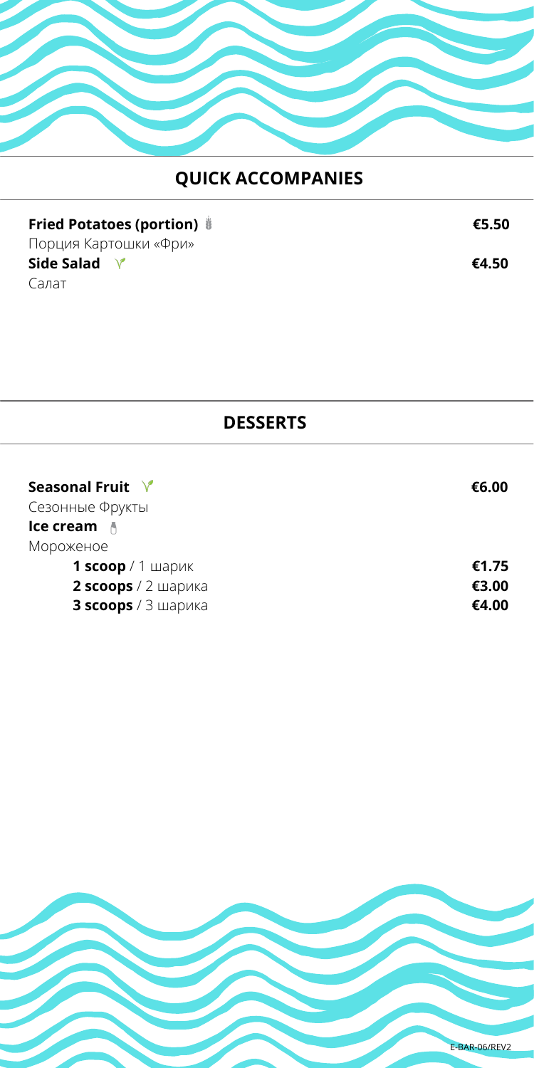## QUICK ACCOMPANIES

**Fried Potatoes (portion)** **€5.50**
Порция Картошки «Фри»

**Side Salad** **€4.50**
Салат

## DESSERTS

**Seasonal Fruit** **€6.00**
Сезонные Фрукты

**Ice cream**
Мороженое

- **1 scoop** / 1 шарик **€1.75**
- **2 scoops** / 2 шарика **€3.00**
- **3 scoops** / 3 шарика **€4.00**

E-BAR-06/REV2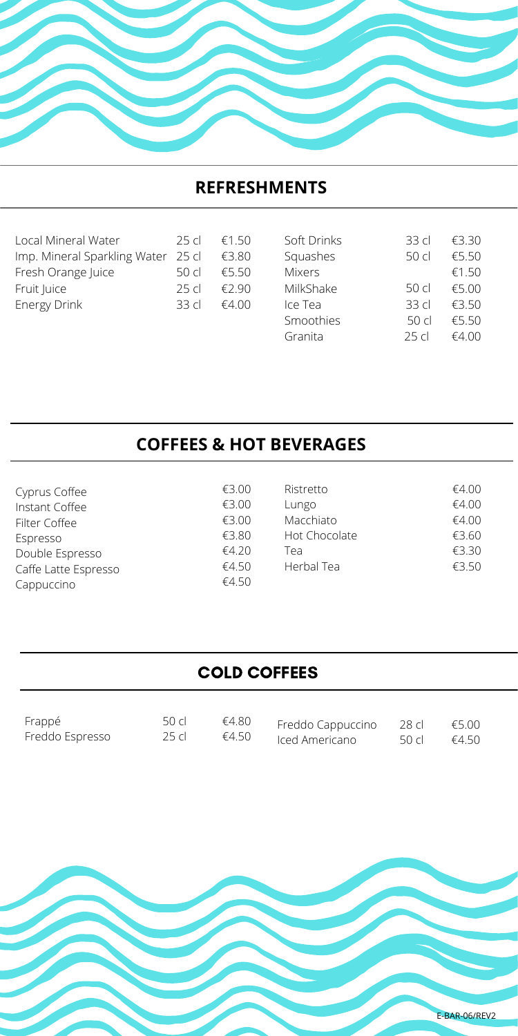## REFRESHMENTS

| Item | Size | Price |
| --- | --- | --- |
| Local Mineral Water | 25 cl | €1.50 |
| Imp. Mineral Sparkling Water | 25 cl | €3.80 |
| Fresh Orange Juice | 50 cl | €5.50 |
| Fruit Juice | 25 cl | €2.90 |
| Energy Drink | 33 cl | €4.00 |
| Soft Drinks | 33 cl | €3.30 |
| Squashes | 50 cl | €5.50 |
| Mixers | | €1.50 |
| MilkShake | 50 cl | €5.00 |
| Ice Tea | 33 cl | €3.50 |
| Smoothies | 50 cl | €5.50 |
| Granita | 25 cl | €4.00 |

## COFFEES & HOT BEVERAGES

| Item | Price |
| --- | --- |
| Cyprus Coffee | €3.00 |
| Instant Coffee | €3.00 |
| Filter Coffee | €3.00 |
| Espresso | €3.80 |
| Double Espresso | €4.20 |
| Caffe Latte Espresso | €4.50 |
| Cappuccino | €4.50 |
| Ristretto | €4.00 |
| Lungo | €4.00 |
| Macchiato | €4.00 |
| Hot Chocolate | €3.60 |
| Tea | €3.30 |
| Herbal Tea | €3.50 |

## COLD COFFEES

| Item | Size | Price |
| --- | --- | --- |
| Frappé | 50 cl | €4.80 |
| Freddo Espresso | 25 cl | €4.50 |
| Freddo Cappuccino | 28 cl | €5.00 |
| Iced Americano | 50 cl | €4.50 |

E-BAR-06/REV2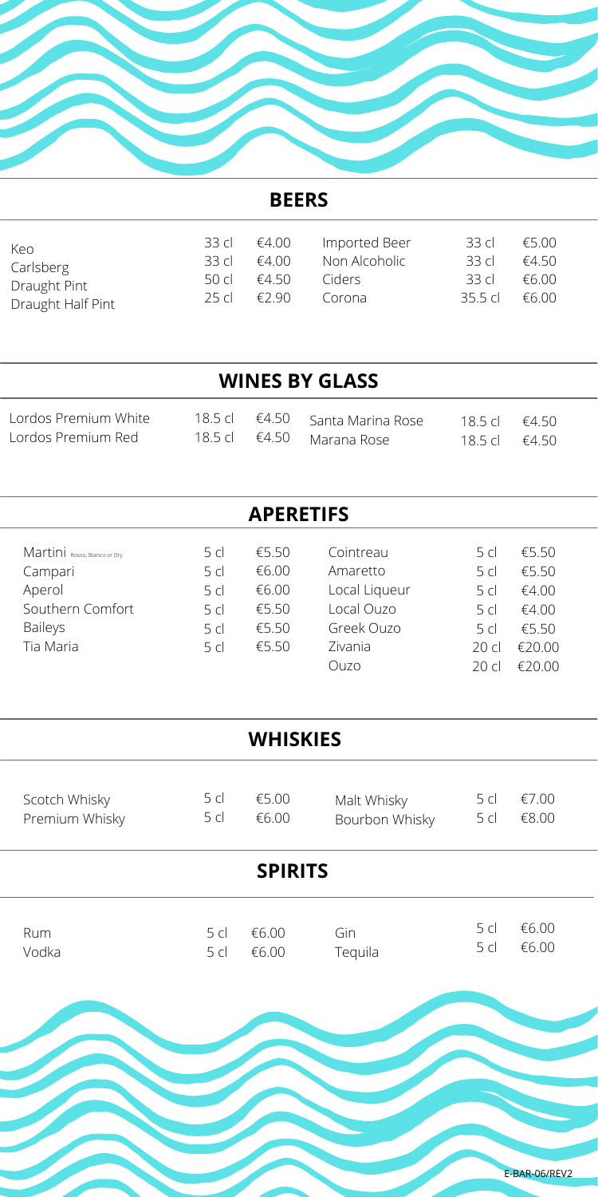## BEERS

| | | | | | |
|---|---|---|---|---|---|
| Keo | 33 cl | €4.00 | Imported Beer | 33 cl | €5.00 |
| Carlsberg | 33 cl | €4.00 | Non Alcoholic | 33 cl | €4.50 |
| Draught Pint | 50 cl | €4.50 | Ciders | 33 cl | €6.00 |
| Draught Half Pint | 25 cl | €2.90 | Corona | 35.5 cl | €6.00 |

## WINES BY GLASS

| | | | | | |
|---|---|---|---|---|---|
| Lordos Premium White | 18.5 cl | €4.50 | Santa Marina Rose | 18.5 cl | €4.50 |
| Lordos Premium Red | 18.5 cl | €4.50 | Marana Rose | 18.5 cl | €4.50 |

## APERETIFS

| | | | | | |
|---|---|---|---|---|---|
| Martini Rosso, Bianco or Dry | 5 cl | €5.50 | Cointreau | 5 cl | €5.50 |
| Campari | 5 cl | €6.00 | Amaretto | 5 cl | €5.50 |
| Aperol | 5 cl | €6.00 | Local Liqueur | 5 cl | €4.00 |
| Southern Comfort | 5 cl | €5.50 | Local Ouzo | 5 cl | €4.00 |
| Baileys | 5 cl | €5.50 | Greek Ouzo | 5 cl | €5.50 |
| Tia Maria | 5 cl | €5.50 | Zivania | 20 cl | €20.00 |
| | | | Ouzo | 20 cl | €20.00 |

## WHISKIES

| | | | | | |
|---|---|---|---|---|---|
| Scotch Whisky | 5 cl | €5.00 | Malt Whisky | 5 cl | €7.00 |
| Premium Whisky | 5 cl | €6.00 | Bourbon Whisky | 5 cl | €8.00 |

## SPIRITS

| | | | | | |
|---|---|---|---|---|---|
| Rum | 5 cl | €6.00 | Gin | 5 cl | €6.00 |
| Vodka | 5 cl | €6.00 | Tequila | 5 cl | €6.00 |

E-BAR-06/REV2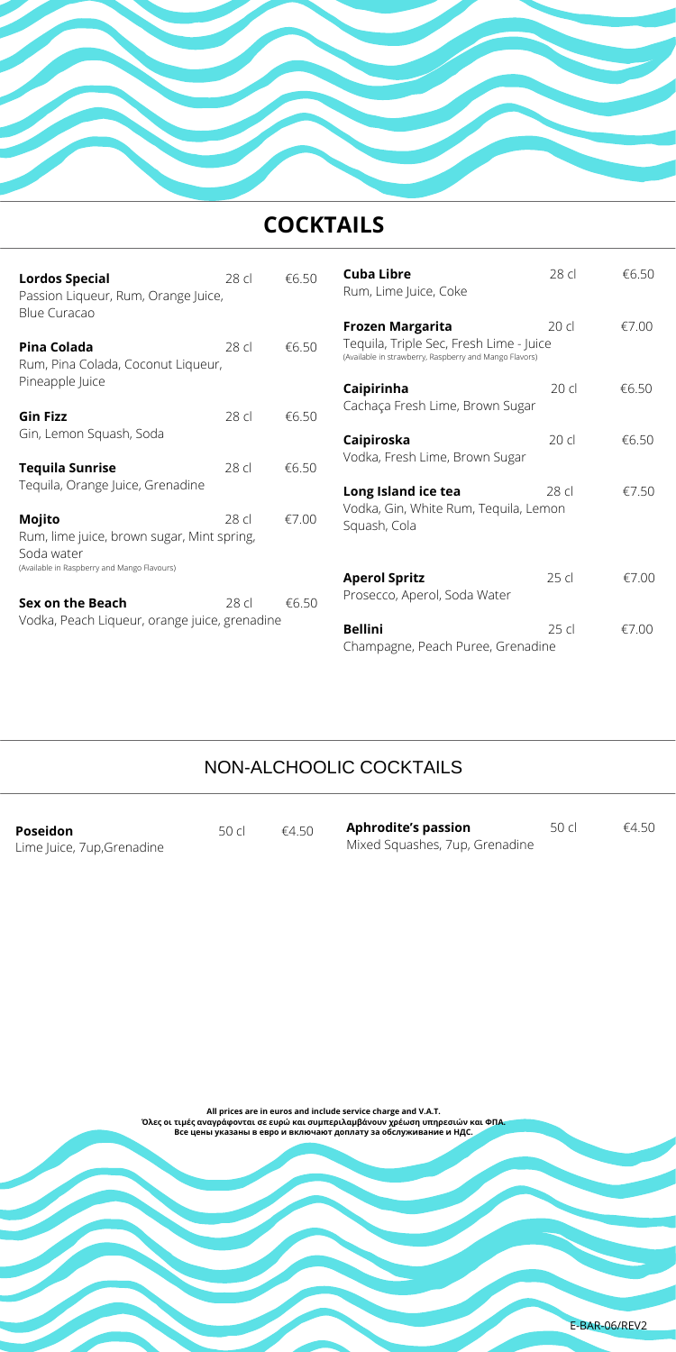# COCKTAILS

**Lordos Special** 28 cl €6.50
Passion Liqueur, Rum, Orange Juice, Blue Curacao

**Pina Colada** 28 cl €6.50
Rum, Pina Colada, Coconut Liqueur, Pineapple Juice

**Gin Fizz** 28 cl €6.50
Gin, Lemon Squash, Soda

**Tequila Sunrise** 28 cl €6.50
Tequila, Orange Juice, Grenadine

**Mojito** 28 cl €7.00
Rum, lime juice, brown sugar, Mint spring, Soda water
(Available in Raspberry and Mango Flavours)

**Sex on the Beach** 28 cl €6.50
Vodka, Peach Liqueur, orange juice, grenadine

**Cuba Libre** 28 cl €6.50
Rum, Lime Juice, Coke

**Frozen Margarita** 20 cl €7.00
Tequila, Triple Sec, Fresh Lime - Juice
(Available in strawberry, Raspberry and Mango Flavors)

**Caipirinha** 20 cl €6.50
Cachaça Fresh Lime, Brown Sugar

**Caipiroska** 20 cl €6.50
Vodka, Fresh Lime, Brown Sugar

**Long Island ice tea** 28 cl €7.50
Vodka, Gin, White Rum, Tequila, Lemon Squash, Cola

**Aperol Spritz** 25 cl €7.00
Prosecco, Aperol, Soda Water

**Bellini** 25 cl €7.00
Champagne, Peach Puree, Grenadine

## NON-ALCHOOLIC COCKTAILS

**Poseidon** 50 cl €4.50
Lime Juice, 7up,Grenadine

**Aphrodite's passion** 50 cl €4.50
Mixed Squashes, 7up, Grenadine

**All prices are in euros and include service charge and V.A.T.**
**Όλες οι τιμές αναγράφονται σε ευρώ και συμπεριλαμβάνουν χρέωση υπηρεσιών και ΦΠΑ.**
**Все цены указаны в евро и включают доплату за обслуживание и НДС.**

E-BAR-06/REV2